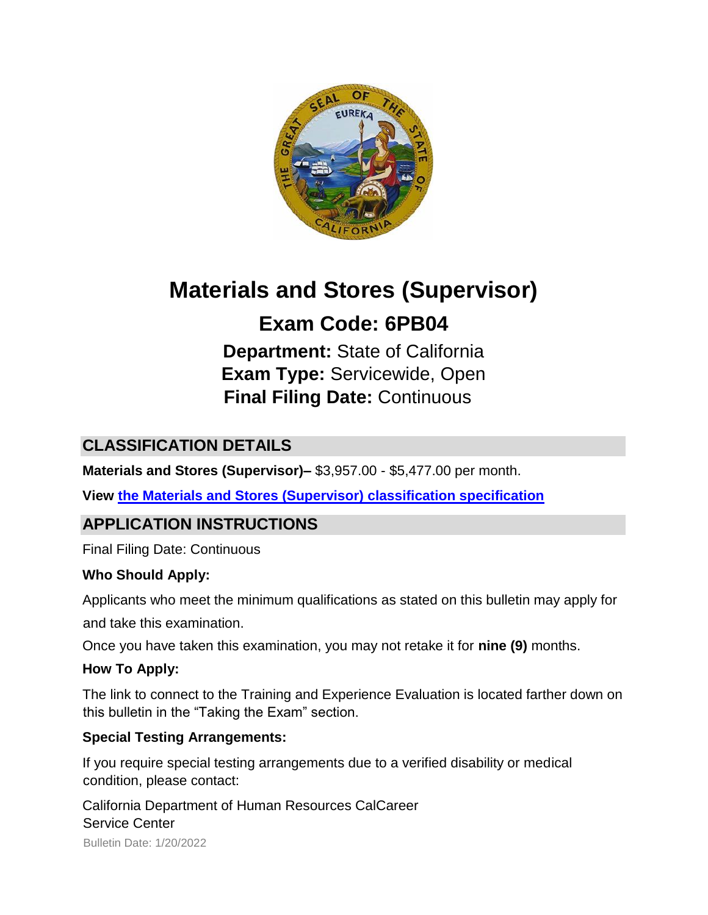# Materials and Stores (Supervisor)

## Exam Code: 6PB04

**Department:** State of California
**Exam Type:** Servicewide, Open
**Final Filing Date:** Continuous

## CLASSIFICATION DETAILS

**Materials and Stores (Supervisor)–** $3,957.00 - $5,477.00 per month.

**View the Materials and Stores (Supervisor) classification specification**

## APPLICATION INSTRUCTIONS

Final Filing Date: Continuous

**Who Should Apply:**

Applicants who meet the minimum qualifications as stated on this bulletin may apply for and take this examination.

Once you have taken this examination, you may not retake it for **nine (9)** months.

**How To Apply:**

The link to connect to the Training and Experience Evaluation is located farther down on this bulletin in the "Taking the Exam" section.

**Special Testing Arrangements:**

If you require special testing arrangements due to a verified disability or medical condition, please contact:

California Department of Human Resources CalCareer Service Center

Bulletin Date: 1/20/2022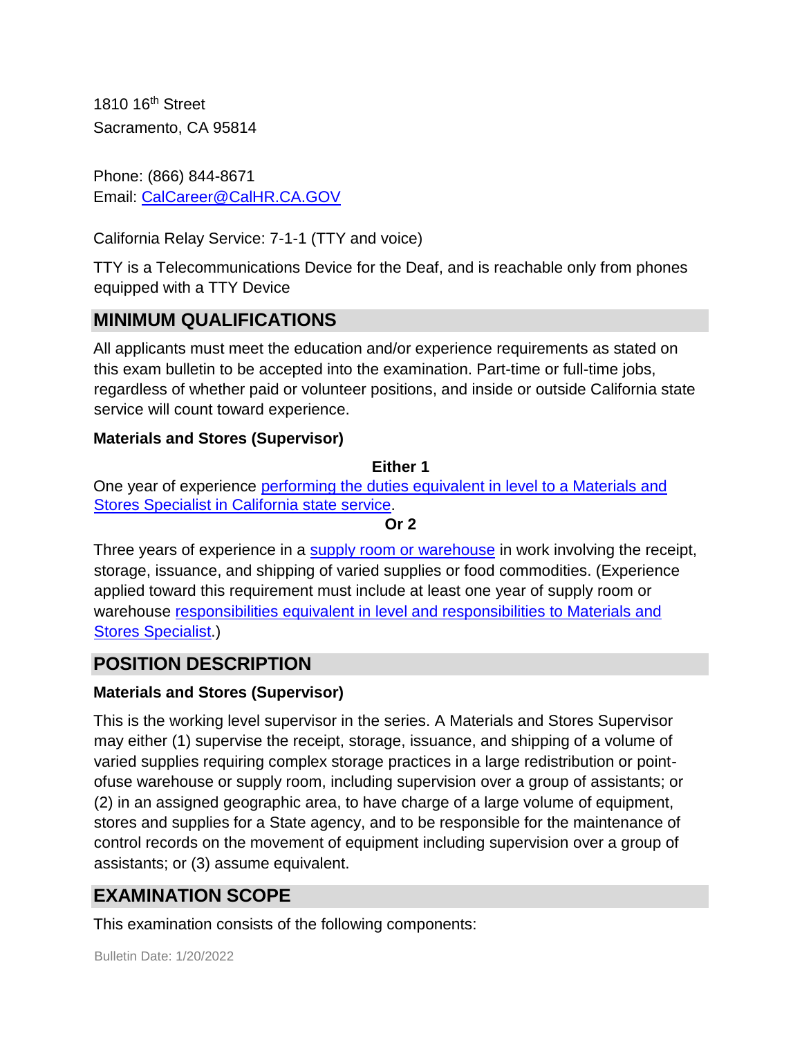1810 16th Street
Sacramento, CA 95814

Phone: (866) 844-8671
Email: [CalCareer@CalHR.CA.GOV](mailto:CalCareer@CalHR.CA.GOV)

California Relay Service: 7-1-1 (TTY and voice)

TTY is a Telecommunications Device for the Deaf, and is reachable only from phones equipped with a TTY Device

## MINIMUM QUALIFICATIONS

All applicants must meet the education and/or experience requirements as stated on this exam bulletin to be accepted into the examination. Part-time or full-time jobs, regardless of whether paid or volunteer positions, and inside or outside California state service will count toward experience.

**Materials and Stores (Supervisor)**

**Either 1**

One year of experience performing the duties equivalent in level to a Materials and Stores Specialist in California state service.

**Or 2**

Three years of experience in a supply room or warehouse in work involving the receipt, storage, issuance, and shipping of varied supplies or food commodities. (Experience applied toward this requirement must include at least one year of supply room or warehouse responsibilities equivalent in level and responsibilities to Materials and Stores Specialist.)

## POSITION DESCRIPTION

**Materials and Stores (Supervisor)**

This is the working level supervisor in the series. A Materials and Stores Supervisor may either (1) supervise the receipt, storage, issuance, and shipping of a volume of varied supplies requiring complex storage practices in a large redistribution or point-ofuse warehouse or supply room, including supervision over a group of assistants; or (2) in an assigned geographic area, to have charge of a large volume of equipment, stores and supplies for a State agency, and to be responsible for the maintenance of control records on the movement of equipment including supervision over a group of assistants; or (3) assume equivalent.

## EXAMINATION SCOPE

This examination consists of the following components: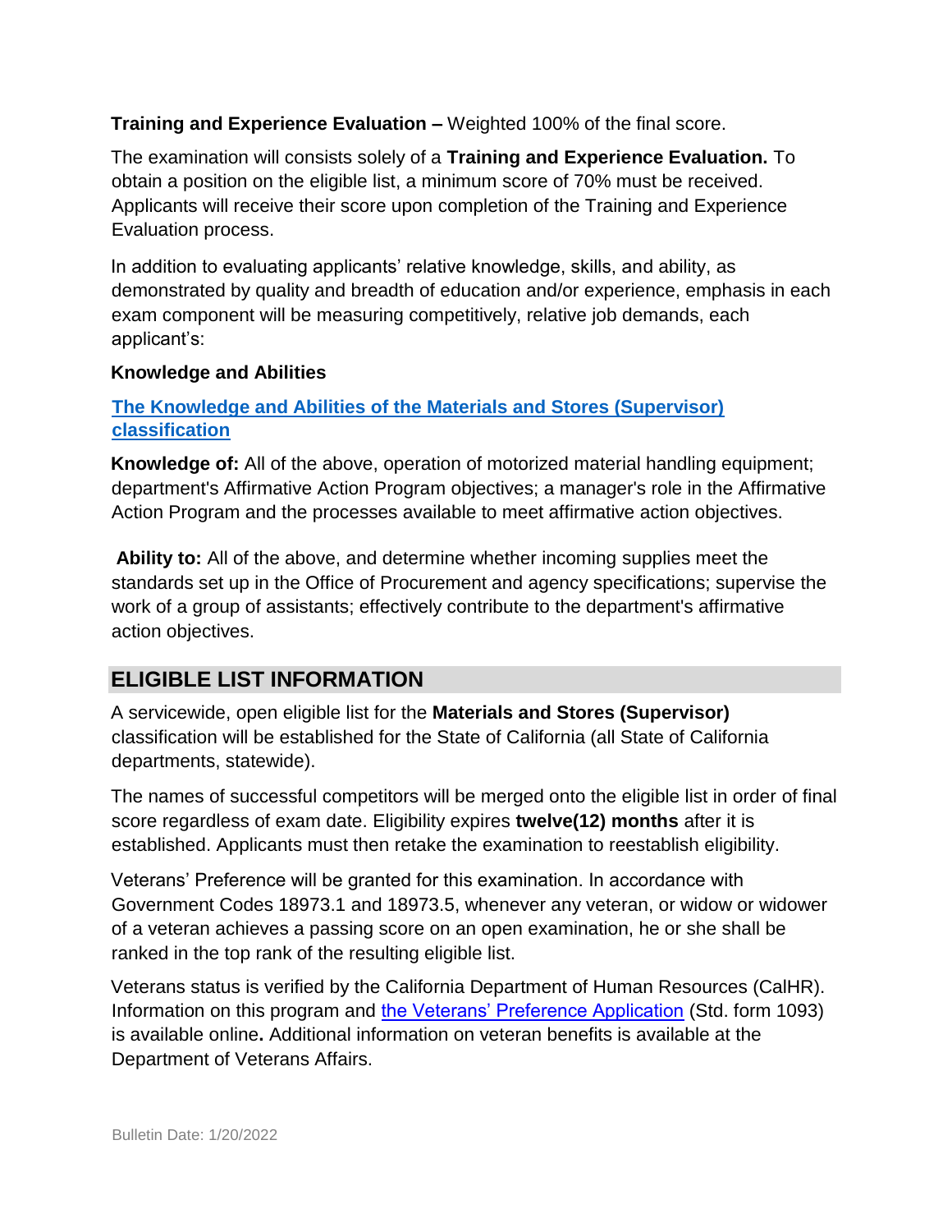**Training and Experience Evaluation –** Weighted 100% of the final score.

The examination will consists solely of a **Training and Experience Evaluation.** To obtain a position on the eligible list, a minimum score of 70% must be received. Applicants will receive their score upon completion of the Training and Experience Evaluation process.

In addition to evaluating applicants' relative knowledge, skills, and ability, as demonstrated by quality and breadth of education and/or experience, emphasis in each exam component will be measuring competitively, relative job demands, each applicant's:

**Knowledge and Abilities**

**The Knowledge and Abilities of the Materials and Stores (Supervisor) classification**

**Knowledge of:** All of the above, operation of motorized material handling equipment; department's Affirmative Action Program objectives; a manager's role in the Affirmative Action Program and the processes available to meet affirmative action objectives.

**Ability to:** All of the above, and determine whether incoming supplies meet the standards set up in the Office of Procurement and agency specifications; supervise the work of a group of assistants; effectively contribute to the department's affirmative action objectives.

## ELIGIBLE LIST INFORMATION

A servicewide, open eligible list for the **Materials and Stores (Supervisor)** classification will be established for the State of California (all State of California departments, statewide).

The names of successful competitors will be merged onto the eligible list in order of final score regardless of exam date. Eligibility expires **twelve(12) months** after it is established. Applicants must then retake the examination to reestablish eligibility.

Veterans' Preference will be granted for this examination. In accordance with Government Codes 18973.1 and 18973.5, whenever any veteran, or widow or widower of a veteran achieves a passing score on an open examination, he or she shall be ranked in the top rank of the resulting eligible list.

Veterans status is verified by the California Department of Human Resources (CalHR). Information on this program and the Veterans' Preference Application (Std. form 1093) is available online**.** Additional information on veteran benefits is available at the Department of Veterans Affairs.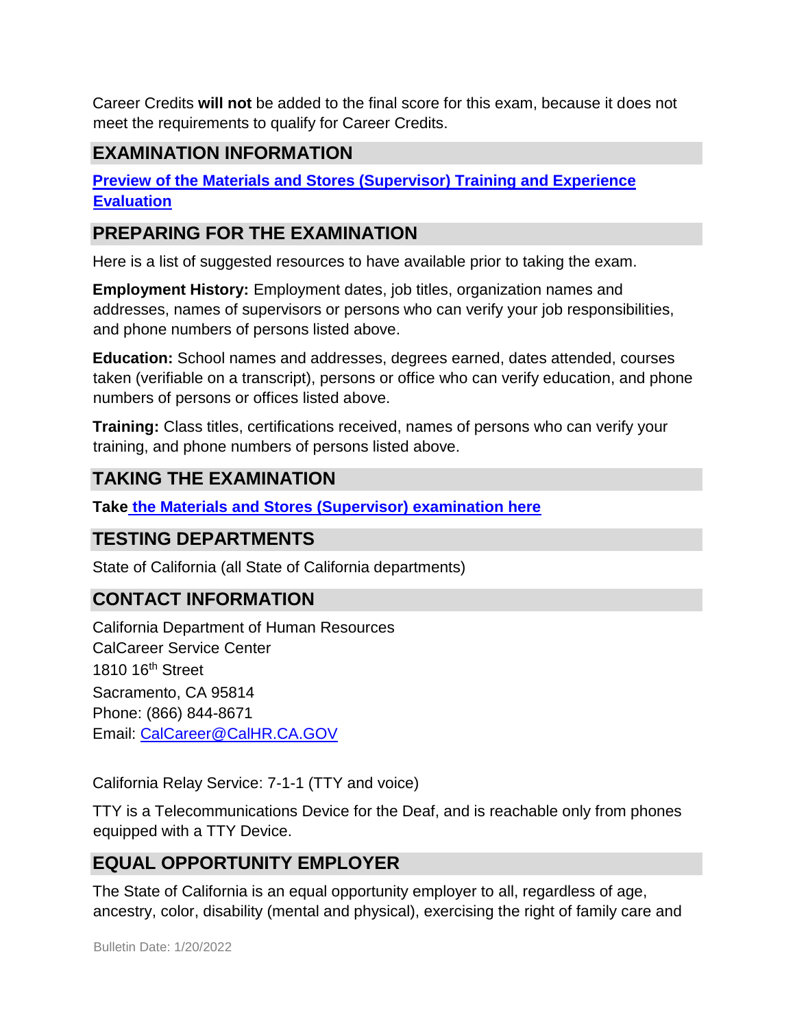Career Credits **will not** be added to the final score for this exam, because it does not meet the requirements to qualify for Career Credits.

## EXAMINATION INFORMATION

**Preview of the Materials and Stores (Supervisor) Training and Experience Evaluation**

## PREPARING FOR THE EXAMINATION

Here is a list of suggested resources to have available prior to taking the exam.

**Employment History:** Employment dates, job titles, organization names and addresses, names of supervisors or persons who can verify your job responsibilities, and phone numbers of persons listed above.

**Education:** School names and addresses, degrees earned, dates attended, courses taken (verifiable on a transcript), persons or office who can verify education, and phone numbers of persons or offices listed above.

**Training:** Class titles, certifications received, names of persons who can verify your training, and phone numbers of persons listed above.

## TAKING THE EXAMINATION

**Take the Materials and Stores (Supervisor) examination here**

## TESTING DEPARTMENTS

State of California (all State of California departments)

## CONTACT INFORMATION

California Department of Human Resources
CalCareer Service Center
1810 16th Street
Sacramento, CA 95814
Phone: (866) 844-8671
Email: CalCareer@CalHR.CA.GOV

California Relay Service: 7-1-1 (TTY and voice)

TTY is a Telecommunications Device for the Deaf, and is reachable only from phones equipped with a TTY Device.

## EQUAL OPPORTUNITY EMPLOYER

The State of California is an equal opportunity employer to all, regardless of age, ancestry, color, disability (mental and physical), exercising the right of family care and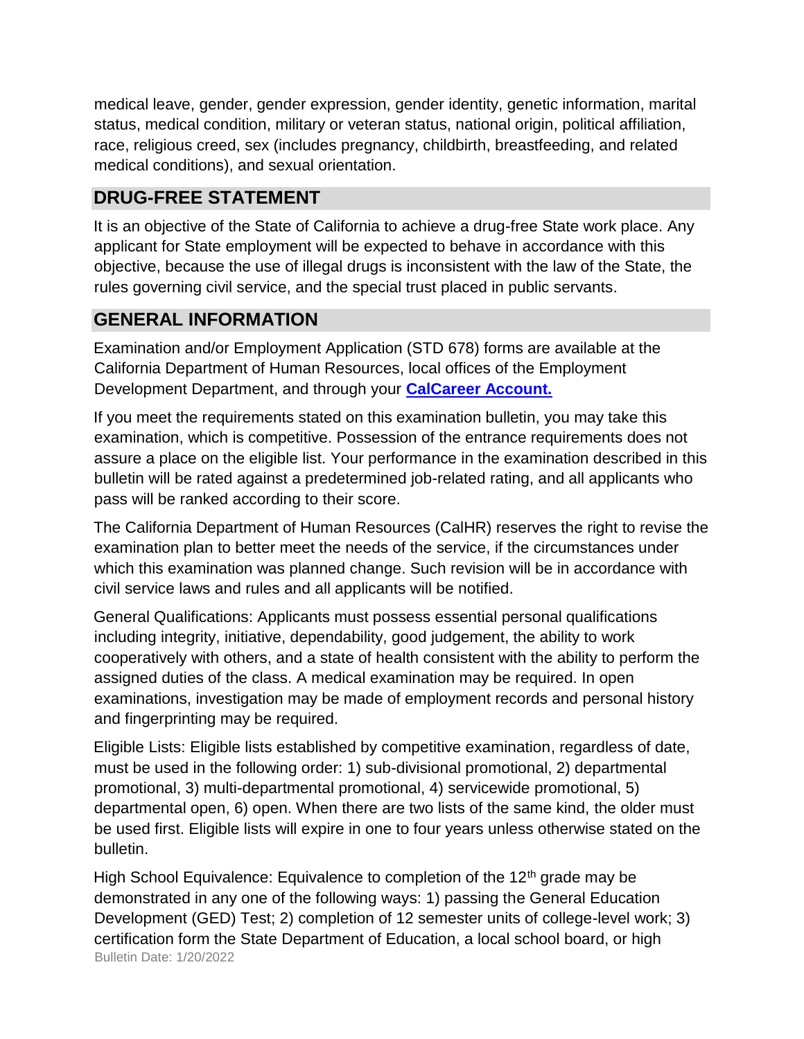medical leave, gender, gender expression, gender identity, genetic information, marital status, medical condition, military or veteran status, national origin, political affiliation, race, religious creed, sex (includes pregnancy, childbirth, breastfeeding, and related medical conditions), and sexual orientation.

## DRUG-FREE STATEMENT

It is an objective of the State of California to achieve a drug-free State work place. Any applicant for State employment will be expected to behave in accordance with this objective, because the use of illegal drugs is inconsistent with the law of the State, the rules governing civil service, and the special trust placed in public servants.

## GENERAL INFORMATION

Examination and/or Employment Application (STD 678) forms are available at the California Department of Human Resources, local offices of the Employment Development Department, and through your **CalCareer Account.**

If you meet the requirements stated on this examination bulletin, you may take this examination, which is competitive. Possession of the entrance requirements does not assure a place on the eligible list. Your performance in the examination described in this bulletin will be rated against a predetermined job-related rating, and all applicants who pass will be ranked according to their score.

The California Department of Human Resources (CalHR) reserves the right to revise the examination plan to better meet the needs of the service, if the circumstances under which this examination was planned change. Such revision will be in accordance with civil service laws and rules and all applicants will be notified.

General Qualifications: Applicants must possess essential personal qualifications including integrity, initiative, dependability, good judgement, the ability to work cooperatively with others, and a state of health consistent with the ability to perform the assigned duties of the class. A medical examination may be required. In open examinations, investigation may be made of employment records and personal history and fingerprinting may be required.

Eligible Lists: Eligible lists established by competitive examination, regardless of date, must be used in the following order: 1) sub-divisional promotional, 2) departmental promotional, 3) multi-departmental promotional, 4) servicewide promotional, 5) departmental open, 6) open. When there are two lists of the same kind, the older must be used first. Eligible lists will expire in one to four years unless otherwise stated on the bulletin.

High School Equivalence: Equivalence to completion of the 12th grade may be demonstrated in any one of the following ways: 1) passing the General Education Development (GED) Test; 2) completion of 12 semester units of college-level work; 3) certification form the State Department of Education, a local school board, or high

Bulletin Date: 1/20/2022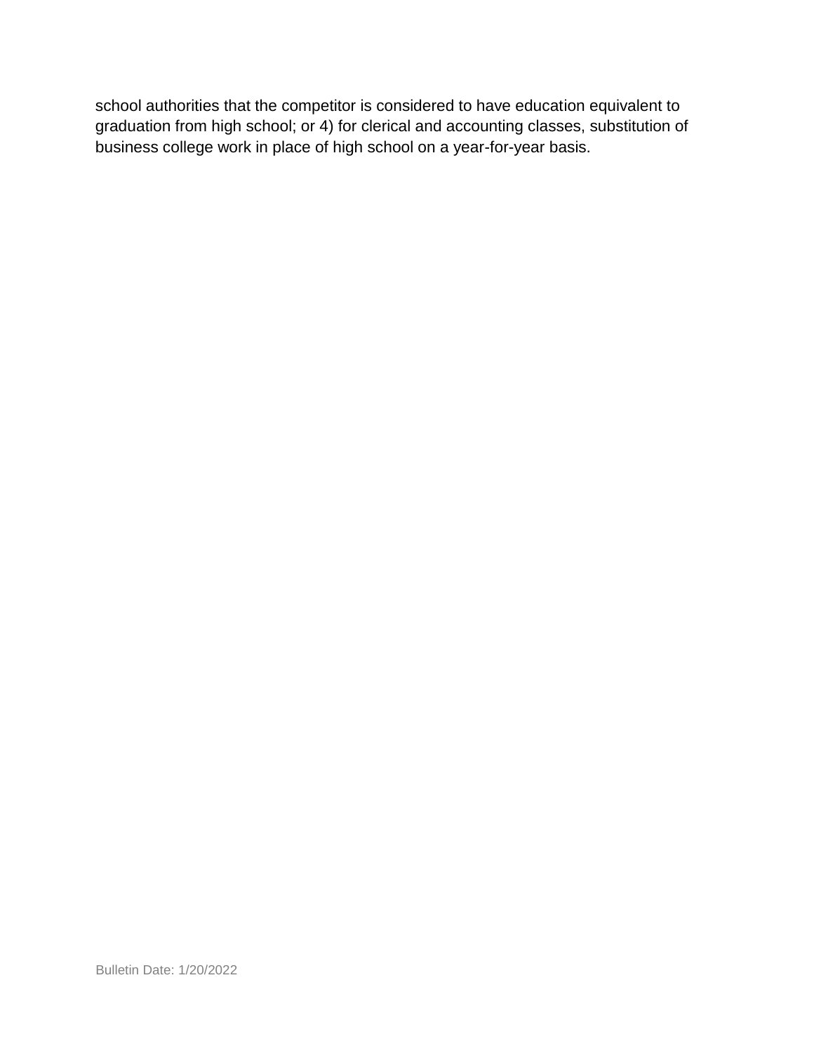school authorities that the competitor is considered to have education equivalent to graduation from high school; or 4) for clerical and accounting classes, substitution of business college work in place of high school on a year-for-year basis.